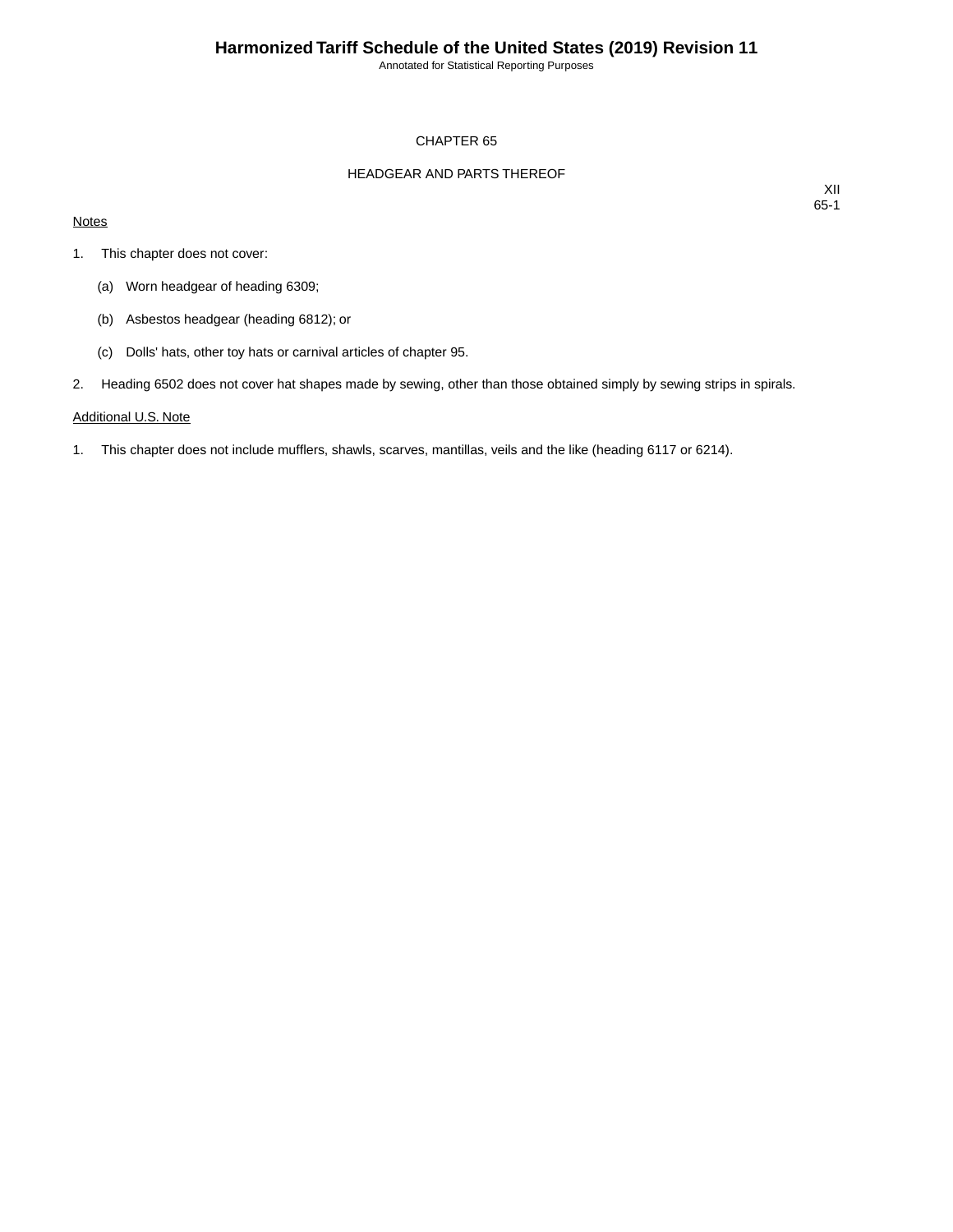# CHAPTER 65

## HEADGEAR AND PARTS THEREOF

XII
65-1

Notes

1. This chapter does not cover:

   (a) Worn headgear of heading 6309;

   (b) Asbestos headgear (heading 6812); or

   (c) Dolls' hats, other toy hats or carnival articles of chapter 95.

2. Heading 6502 does not cover hat shapes made by sewing, other than those obtained simply by sewing strips in spirals.

Additional U.S. Note

1. This chapter does not include mufflers, shawls, scarves, mantillas, veils and the like (heading 6117 or 6214).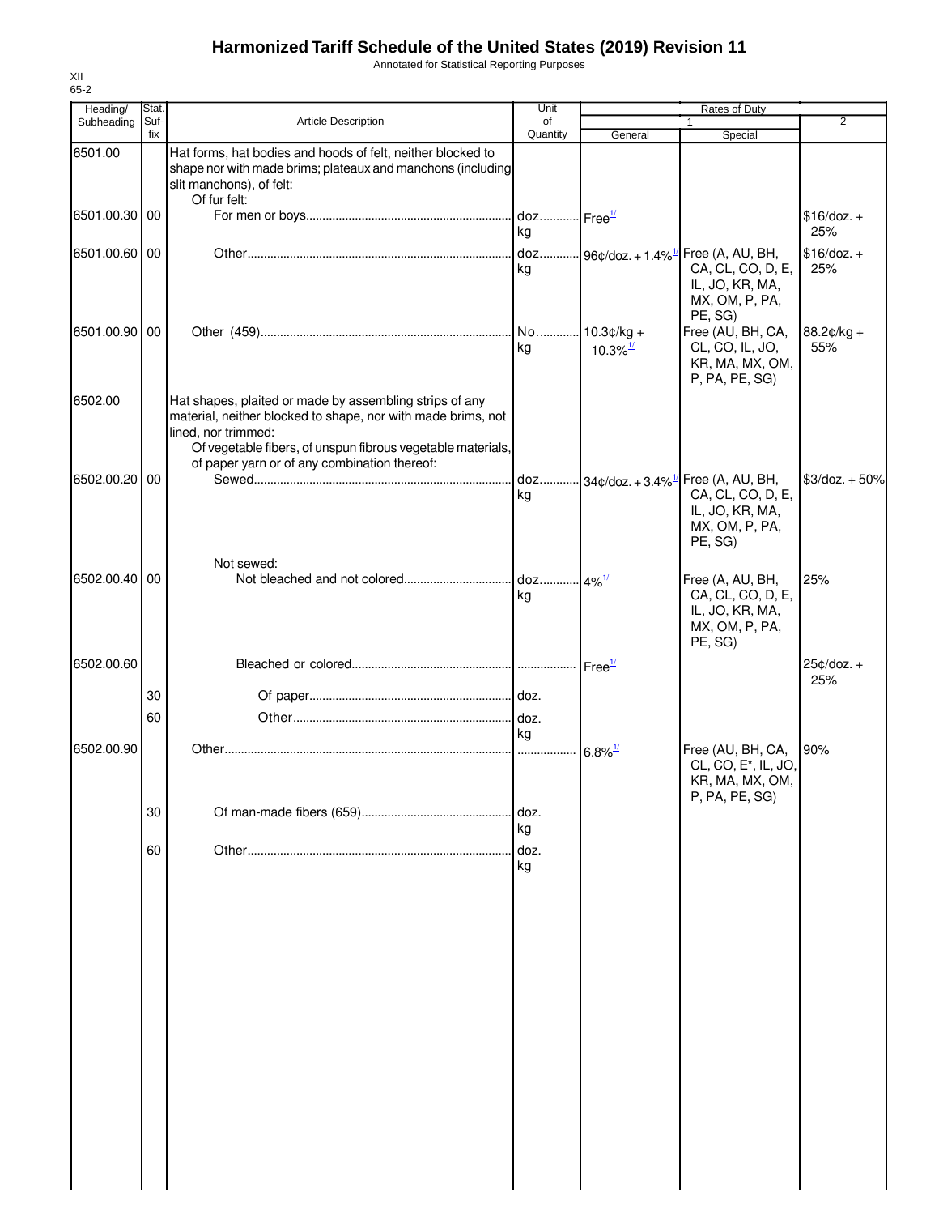# Harmonized Tariff Schedule of the United States (2019) Revision 11

Annotated for Statistical Reporting Purposes

XII
65-2

| Heading/ Subheading | Stat. Suf-fix | Article Description | Unit of Quantity | Rates of Duty 1 General | Rates of Duty 1 Special | Rates of Duty 2 |
|---|---|---|---|---|---|---|
| 6501.00 | | Hat forms, hat bodies and hoods of felt, neither blocked to shape nor with made brims; plateaux and manchons (including slit manchons), of felt: | | | | |
| | | Of fur felt: | | | | |
| 6501.00.30 | 00 | For men or boys | doz. kg | Free[1/] | | $16/doz. + 25% |
| 6501.00.60 | 00 | Other | doz. kg | 96¢/doz. + 1.4%[1/] | Free (A, AU, BH, CA, CL, CO, D, E, IL, JO, KR, MA, MX, OM, P, PA, PE, SG) | $16/doz. + 25% |
| 6501.00.90 | 00 | Other (459) | No. kg | 10.3¢/kg + 10.3%[1/] | Free (AU, BH, CA, CL, CO, IL, JO, KR, MA, MX, OM, P, PA, PE, SG) | 88.2¢/kg + 55% |
| 6502.00 | | Hat shapes, plaited or made by assembling strips of any material, neither blocked to shape, nor with made brims, not lined, nor trimmed: | | | | |
| | | Of vegetable fibers, of unspun fibrous vegetable materials, of paper yarn or of any combination thereof: | | | | |
| 6502.00.20 | 00 | Sewed | doz. kg | 34¢/doz. + 3.4%[1/] | Free (A, AU, BH, CA, CL, CO, D, E, IL, JO, KR, MA, MX, OM, P, PA, PE, SG) | $3/doz. + 50% |
| | | Not sewed: | | | | |
| 6502.00.40 | 00 | Not bleached and not colored | doz. kg | 4%[1/] | Free (A, AU, BH, CA, CL, CO, D, E, IL, JO, KR, MA, MX, OM, P, PA, PE, SG) | 25% |
| 6502.00.60 | | Bleached or colored | | Free[1/] | | 25¢/doz. + 25% |
| | 30 | Of paper | doz. | | | |
| | 60 | Other | doz. kg | | | |
| 6502.00.90 | | Other | | 6.8%[1/] | Free (AU, BH, CA, CL, CO, E*, IL, JO, KR, MA, MX, OM, P, PA, PE, SG) | 90% |
| | 30 | Of man-made fibers (659) | doz. kg | | | |
| | 60 | Other | doz. kg | | | |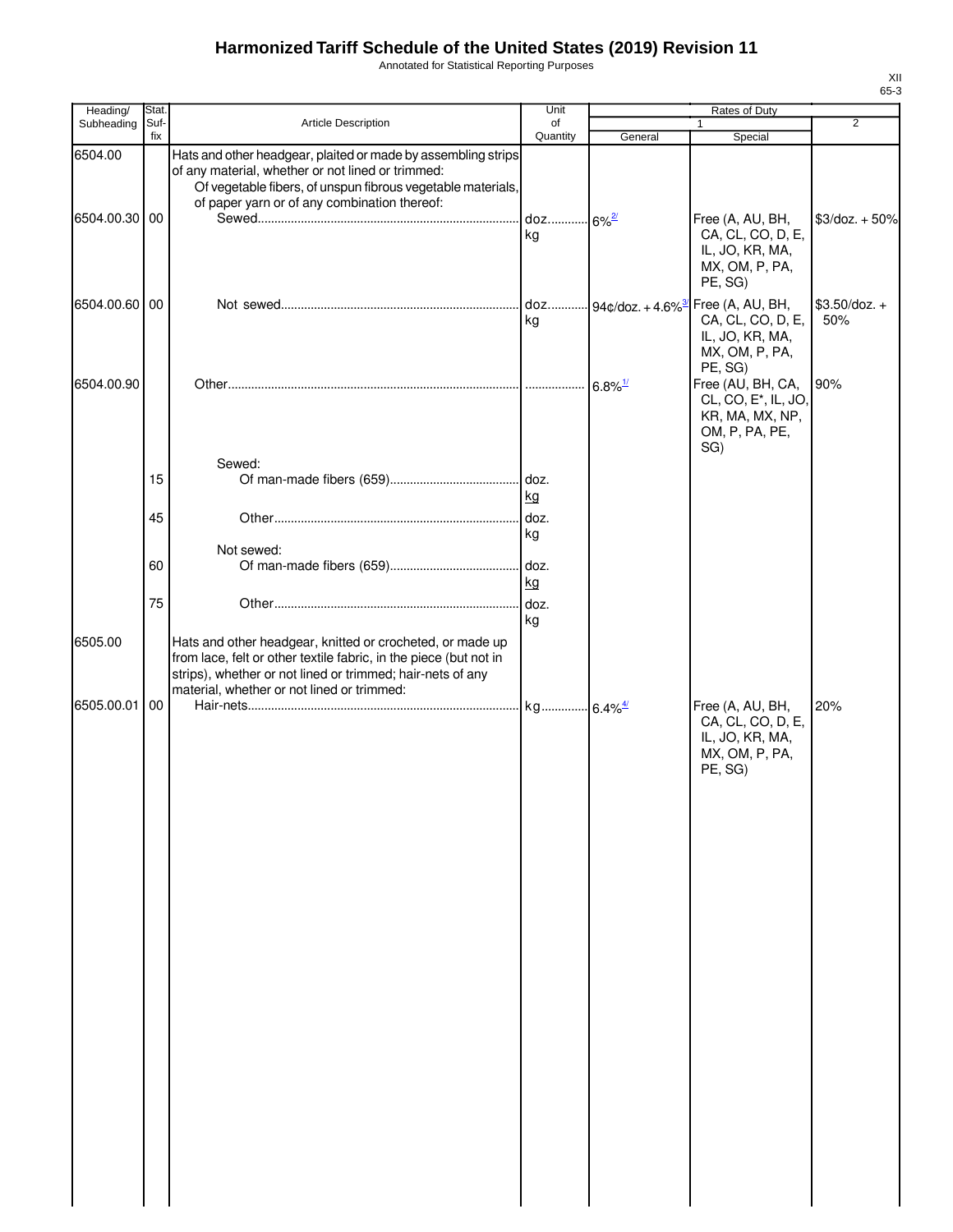# Harmonized Tariff Schedule of the United States (2019) Revision 11

Annotated for Statistical Reporting Purposes

| Heading/ Subheading | Stat. Suf- fix | Article Description | Unit of Quantity | Rates of Duty 1 General | Special | 2 |
|---|---|---|---|---|---|---|
| 6504.00 | | Hats and other headgear, plaited or made by assembling strips of any material, whether or not lined or trimmed: | | | | |
| | | Of vegetable fibers, of unspun fibrous vegetable materials, of paper yarn or of any combination thereof: | | | | |
| 6504.00.30 | 00 | Sewed | doz. kg | 6%[2/] | Free (A, AU, BH, CA, CL, CO, D, E, IL, JO, KR, MA, MX, OM, P, PA, PE, SG) | $3/doz. + 50% |
| 6504.00.60 | 00 | Not sewed | doz. kg | 94¢/doz. + 4.6%[3/] | Free (A, AU, BH, CA, CL, CO, D, E, IL, JO, KR, MA, MX, OM, P, PA, PE, SG) | $3.50/doz. + 50% |
| 6504.00.90 | | Other | | 6.8%[1/] | Free (AU, BH, CA, CL, CO, E*, IL, JO, KR, MA, MX, NP, OM, P, PA, PE, SG) | 90% |
| | | Sewed: | | | | |
| | 15 | Of man-made fibers (659) | doz. kg | | | |
| | 45 | Other | doz. kg | | | |
| | | Not sewed: | | | | |
| | 60 | Of man-made fibers (659) | doz. kg | | | |
| | 75 | Other | doz. kg | | | |
| 6505.00 | | Hats and other headgear, knitted or crocheted, or made up from lace, felt or other textile fabric, in the piece (but not in strips), whether or not lined or trimmed; hair-nets of any material, whether or not lined or trimmed: | | | | |
| 6505.00.01 | 00 | Hair-nets | kg | 6.4%[4/] | Free (A, AU, BH, CA, CL, CO, D, E, IL, JO, KR, MA, MX, OM, P, PA, PE, SG) | 20% |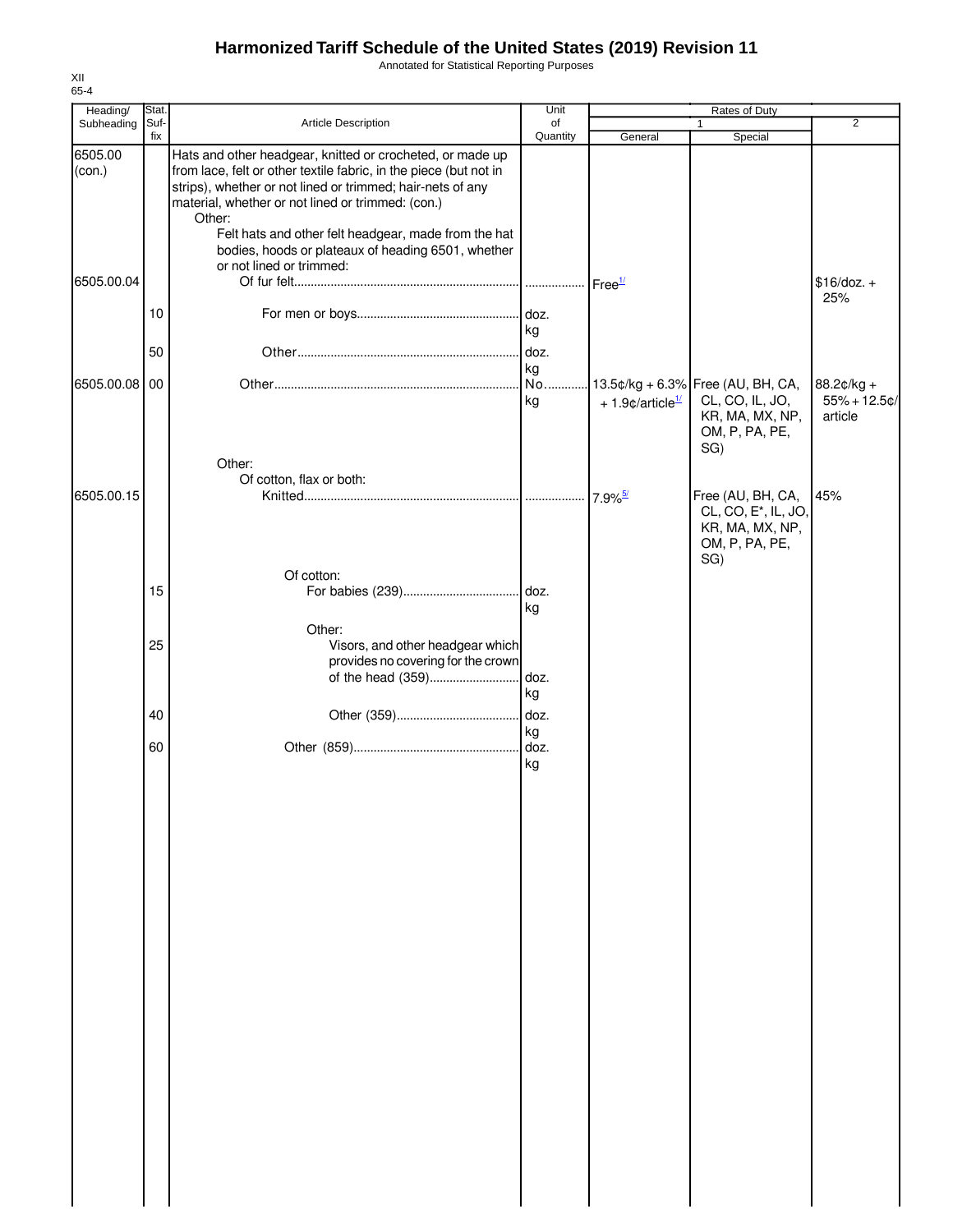# Harmonized Tariff Schedule of the United States (2019) Revision 11

Annotated for Statistical Reporting Purposes

XII
65-4

| Heading/ Subheading | Stat. Suf- fix | Article Description | Unit of Quantity | Rates of Duty 1 General | Rates of Duty 1 Special | Rates of Duty 2 |
|---|---|---|---|---|---|---|
| 6505.00 (con.) | | Hats and other headgear, knitted or crocheted, or made up from lace, felt or other textile fabric, in the piece (but not in strips), whether or not lined or trimmed; hair-nets of any material, whether or not lined or trimmed: (con.) | | | | |
| | | Other: | | | | |
| | | Felt hats and other felt headgear, made from the hat bodies, hoods or plateaux of heading 6501, whether or not lined or trimmed: | | | | |
| 6505.00.04 | | Of fur felt | | Free[1/] | | $16/doz. + 25% |
| | 10 | For men or boys | doz. kg | | | |
| | 50 | Other | doz. kg | | | |
| 6505.00.08 | 00 | Other | No. kg | 13.5¢/kg + 6.3% + 1.9¢/article[1/] | Free (AU, BH, CA, CL, CO, IL, JO, KR, MA, MX, NP, OM, P, PA, PE, SG) | 88.2¢/kg + 55% + 12.5¢/ article |
| | | Other: | | | | |
| | | Of cotton, flax or both: | | | | |
| 6505.00.15 | | Knitted | | 7.9%[5/] | Free (AU, BH, CA, CL, CO, E*, IL, JO, KR, MA, MX, NP, OM, P, PA, PE, SG) | 45% |
| | | Of cotton: | | | | |
| | 15 | For babies (239) | doz. kg | | | |
| | | Other: | | | | |
| | 25 | Visors, and other headgear which provides no covering for the crown of the head (359) | doz. kg | | | |
| | 40 | Other (359) | doz. kg | | | |
| | 60 | Other (859) | doz. kg | | | |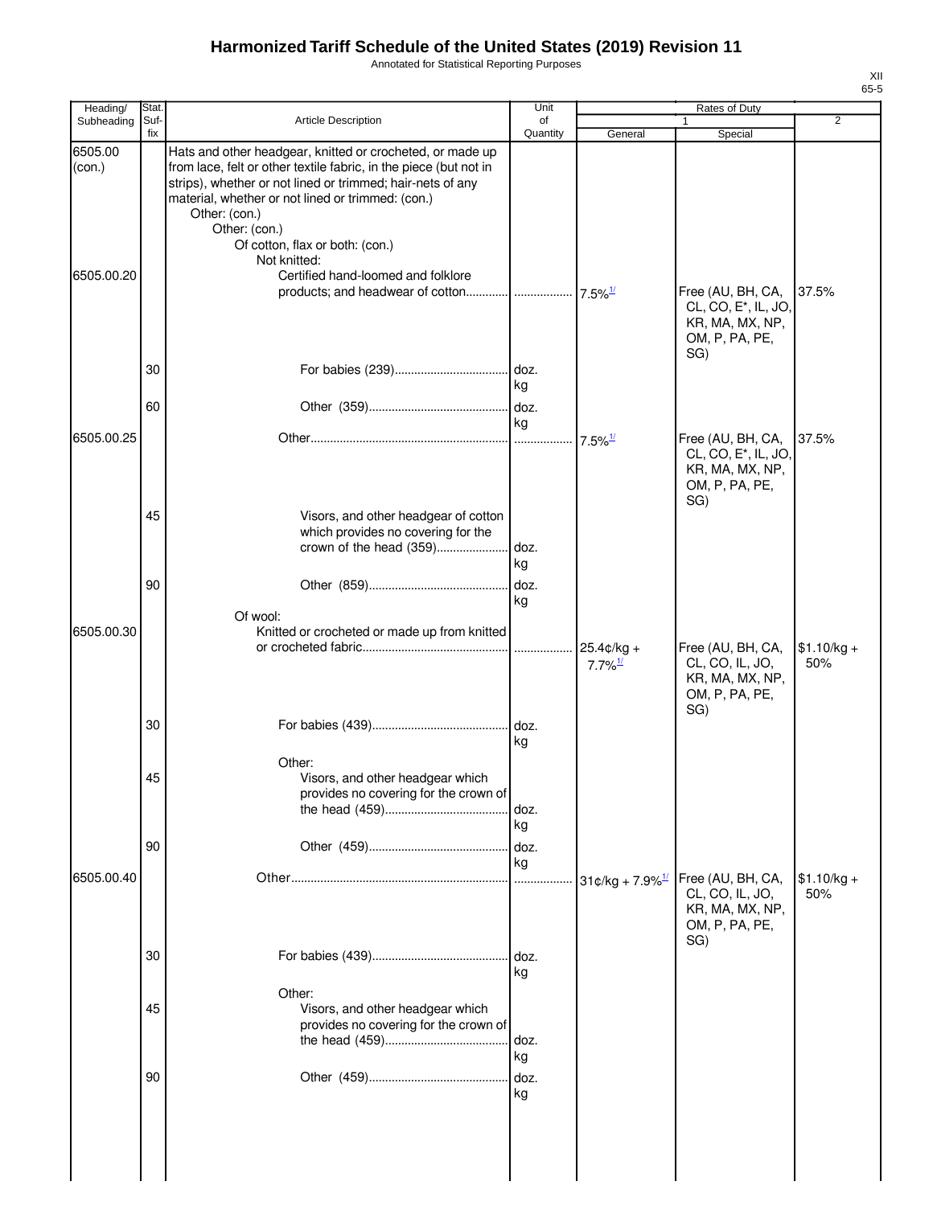# Harmonized Tariff Schedule of the United States (2019) Revision 11

Annotated for Statistical Reporting Purposes

| Heading/ Subheading | Stat. Suf- fix | Article Description | Unit of Quantity | Rates of Duty 1 General | Rates of Duty 1 Special | Rates of Duty 2 |
|---|---|---|---|---|---|---|
| 6505.00 (con.) | | Hats and other headgear, knitted or crocheted, or made up from lace, felt or other textile fabric, in the piece (but not in strips), whether or not lined or trimmed; hair-nets of any material, whether or not lined or trimmed: (con.) | | | | |
| | | Other: (con.) | | | | |
| | | Other: (con.) | | | | |
| | | Of cotton, flax or both: (con.) | | | | |
| | | Not knitted: | | | | |
| 6505.00.20 | | Certified hand-loomed and folklore products; and headwear of cotton | | 7.5%[1/] | Free (AU, BH, CA, CL, CO, E*, IL, JO, KR, MA, MX, NP, OM, P, PA, PE, SG) | 37.5% |
| | 30 | For babies (239) | doz. kg | | | |
| | 60 | Other (359) | doz. kg | | | |
| 6505.00.25 | | Other | | 7.5%[1/] | Free (AU, BH, CA, CL, CO, E*, IL, JO, KR, MA, MX, NP, OM, P, PA, PE, SG) | 37.5% |
| | 45 | Visors, and other headgear of cotton which provides no covering for the crown of the head (359) | doz. kg | | | |
| | 90 | Other (859) | doz. kg | | | |
| | | Of wool: | | | | |
| 6505.00.30 | | Knitted or crocheted or made up from knitted or crocheted fabric | | 25.4¢/kg + 7.7%[1/] | Free (AU, BH, CA, CL, CO, IL, JO, KR, MA, MX, NP, OM, P, PA, PE, SG) | $1.10/kg + 50% |
| | 30 | For babies (439) | doz. kg | | | |
| | | Other: | | | | |
| | 45 | Visors, and other headgear which provides no covering for the crown of the head (459) | doz. kg | | | |
| | 90 | Other (459) | doz. kg | | | |
| 6505.00.40 | | Other | | 31¢/kg + 7.9%[1/] | Free (AU, BH, CA, CL, CO, IL, JO, KR, MA, MX, NP, OM, P, PA, PE, SG) | $1.10/kg + 50% |
| | 30 | For babies (439) | doz. kg | | | |
| | | Other: | | | | |
| | 45 | Visors, and other headgear which provides no covering for the crown of the head (459) | doz. kg | | | |
| | 90 | Other (459) | doz. kg | | | |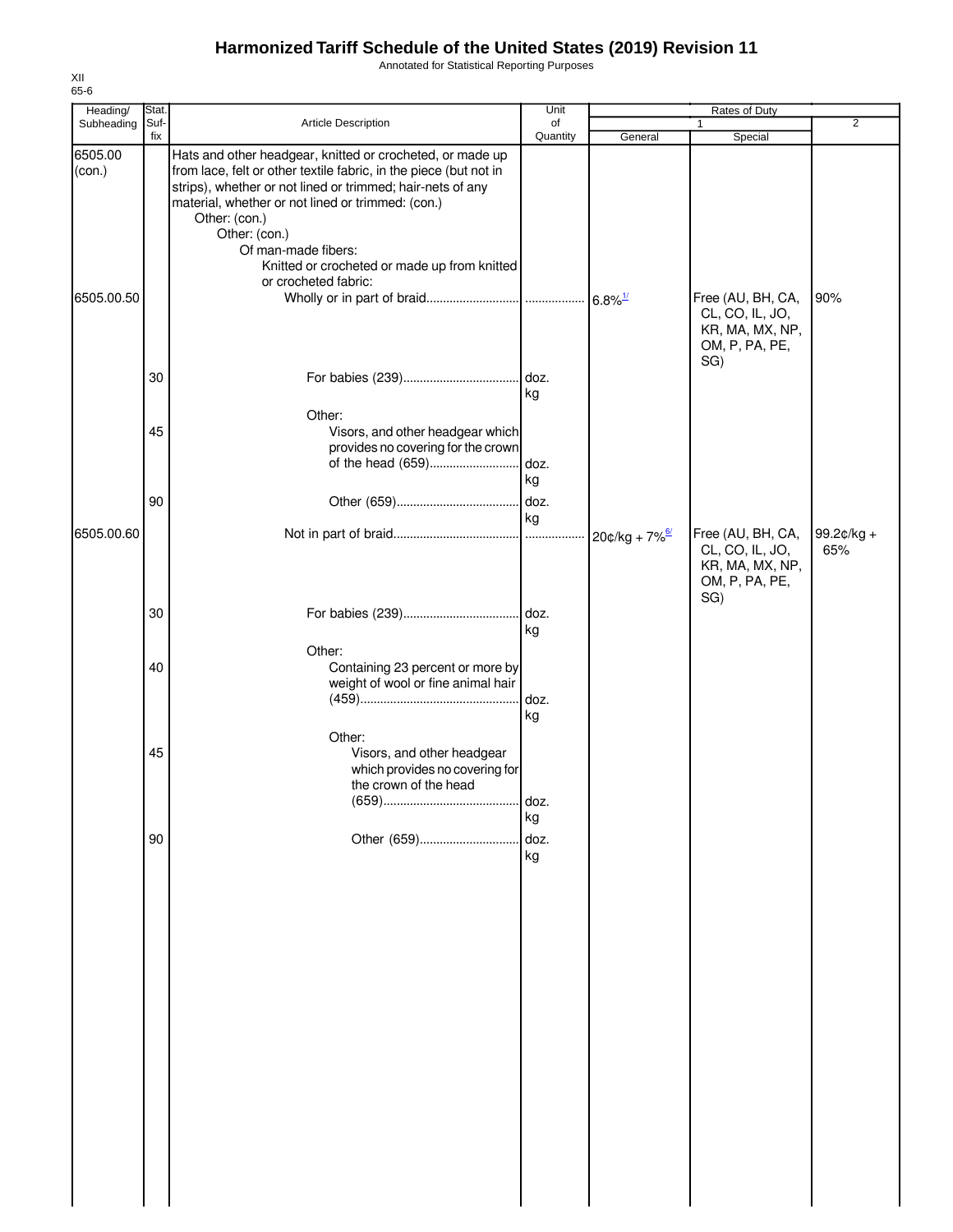# Harmonized Tariff Schedule of the United States (2019) Revision 11

Annotated for Statistical Reporting Purposes

XII
65-6

| Heading/ Subheading | Stat. Suf- fix | Article Description | Unit of Quantity | Rates of Duty 1 General | Special | 2 |
|---|---|---|---|---|---|---|
| 6505.00 (con.) | | Hats and other headgear, knitted or crocheted, or made up from lace, felt or other textile fabric, in the piece (but not in strips), whether or not lined or trimmed; hair-nets of any material, whether or not lined or trimmed: (con.) | | | | |
| | | Other: (con.) | | | | |
| | | Other: (con.) | | | | |
| | | Of man-made fibers: | | | | |
| | | Knitted or crocheted or made up from knitted or crocheted fabric: | | | | |
| 6505.00.50 | | Wholly or in part of braid | | 6.8%[1/] | Free (AU, BH, CA, CL, CO, IL, JO, KR, MA, MX, NP, OM, P, PA, PE, SG) | 90% |
| | 30 | For babies (239) | doz. kg | | | |
| | | Other: | | | | |
| | 45 | Visors, and other headgear which provides no covering for the crown of the head (659) | doz. kg | | | |
| | 90 | Other (659) | doz. kg | | | |
| 6505.00.60 | | Not in part of braid | | 20¢/kg + 7%[6/] | Free (AU, BH, CA, CL, CO, IL, JO, KR, MA, MX, NP, OM, P, PA, PE, SG) | 99.2¢/kg + 65% |
| | 30 | For babies (239) | doz. kg | | | |
| | | Other: | | | | |
| | 40 | Containing 23 percent or more by weight of wool or fine animal hair (459) | doz. kg | | | |
| | | Other: | | | | |
| | 45 | Visors, and other headgear which provides no covering for the crown of the head (659) | doz. kg | | | |
| | 90 | Other (659) | doz. kg | | | |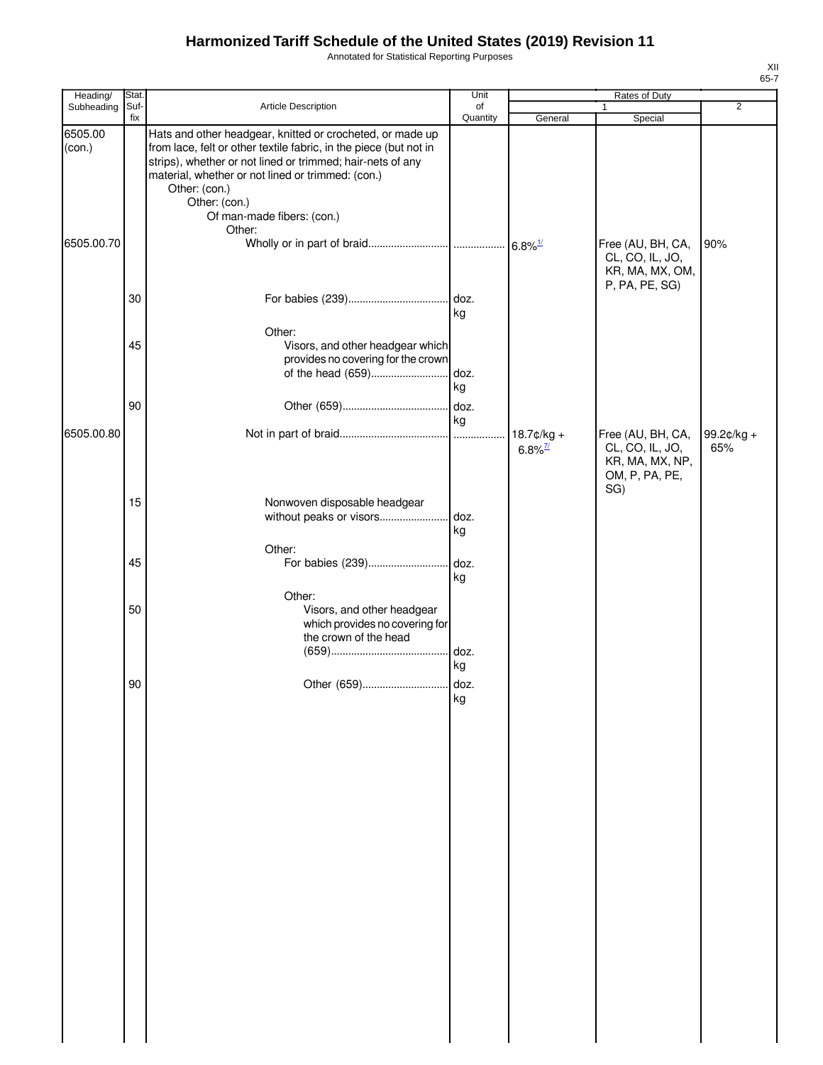# Harmonized Tariff Schedule of the United States (2019) Revision 11

Annotated for Statistical Reporting Purposes

XII
65-7

| Heading/ Subheading | Stat. Suf- fix | Article Description | Unit of Quantity | Rates of Duty 1 General | Special | 2 |
|---|---|---|---|---|---|---|
| 6505.00 (con.) | | Hats and other headgear, knitted or crocheted, or made up from lace, felt or other textile fabric, in the piece (but not in strips), whether or not lined or trimmed; hair-nets of any material, whether or not lined or trimmed: (con.) | | | | |
| | | Other: (con.) | | | | |
| | | Other: (con.) | | | | |
| | | Of man-made fibers: (con.) | | | | |
| | | Other: | | | | |
| 6505.00.70 | | Wholly or in part of braid | | 6.8% [1/] | Free (AU, BH, CA, CL, CO, IL, JO, KR, MA, MX, OM, P, PA, PE, SG) | 90% |
| | 30 | For babies (239) | doz. kg | | | |
| | | Other: | | | | |
| | 45 | Visors, and other headgear which provides no covering for the crown of the head (659) | doz. kg | | | |
| | 90 | Other (659) | doz. kg | | | |
| 6505.00.80 | | Not in part of braid | | 18.7¢/kg + 6.8% [7/] | Free (AU, BH, CA, CL, CO, IL, JO, KR, MA, MX, NP, OM, P, PA, PE, SG) | 99.2¢/kg + 65% |
| | 15 | Nonwoven disposable headgear without peaks or visors | doz. kg | | | |
| | | Other: | | | | |
| | 45 | For babies (239) | doz. kg | | | |
| | | Other: | | | | |
| | 50 | Visors, and other headgear which provides no covering for the crown of the head (659) | doz. kg | | | |
| | 90 | Other (659) | doz. kg | | | |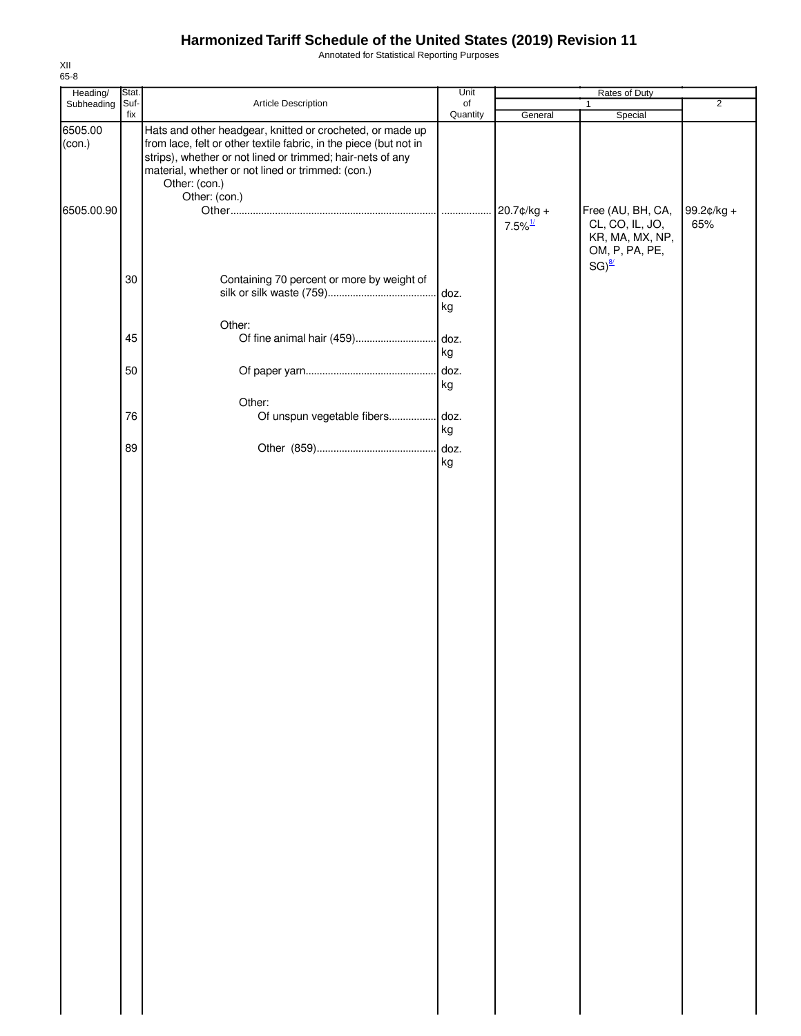# Harmonized Tariff Schedule of the United States (2019) Revision 11

Annotated for Statistical Reporting Purposes

XII
65-8

| Heading/ Subheading | Stat. Suf- fix | Article Description | Unit of Quantity | Rates of Duty 1 General | Rates of Duty 1 Special | Rates of Duty 2 |
|---|---|---|---|---|---|---|
| 6505.00 (con.) | | Hats and other headgear, knitted or crocheted, or made up from lace, felt or other textile fabric, in the piece (but not in strips), whether or not lined or trimmed; hair-nets of any material, whether or not lined or trimmed: (con.) | | | | |
| | | Other: (con.) | | | | |
| | | Other: (con.) | | | | |
| 6505.00.90 | | Other | | 20.7¢/kg + 7.5%[1/] | Free (AU, BH, CA, CL, CO, IL, JO, KR, MA, MX, NP, OM, P, PA, PE, SG)[8/] | 99.2¢/kg + 65% |
| | 30 | Containing 70 percent or more by weight of silk or silk waste (759) | doz. kg | | | |
| | | Other: | | | | |
| | 45 | Of fine animal hair (459) | doz. kg | | | |
| | 50 | Of paper yarn | doz. kg | | | |
| | | Other: | | | | |
| | 76 | Of unspun vegetable fibers | doz. kg | | | |
| | 89 | Other (859) | doz. kg | | | |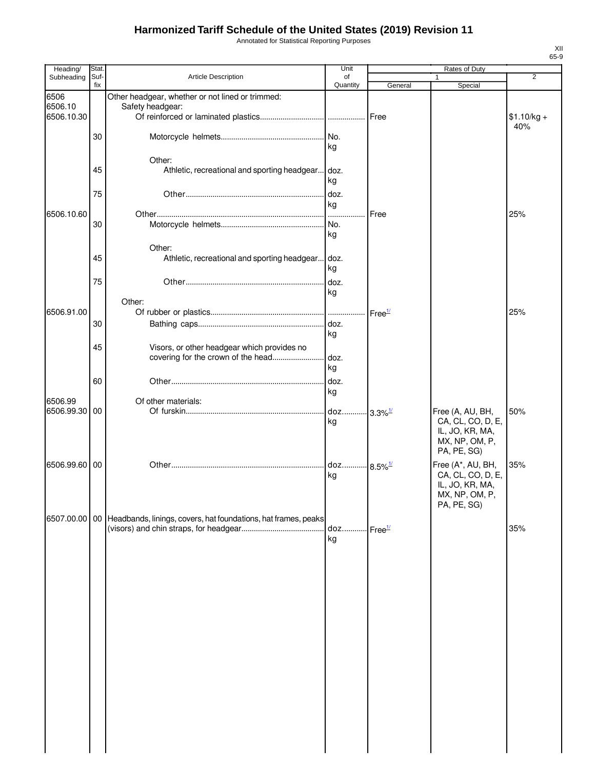# Harmonized Tariff Schedule of the United States (2019) Revision 11

Annotated for Statistical Reporting Purposes

XII
65-9

| Heading/ Subheading | Stat. Suf- fix | Article Description | Unit of Quantity | Rates of Duty 1 General | Special | 2 |
|---|---|---|---|---|---|---|
| 6506 | | Other headgear, whether or not lined or trimmed: | | | | |
| 6506.10 | | Safety headgear: | | | | |
| 6506.10.30 | | Of reinforced or laminated plastics | | Free | | $1.10/kg + 40% |
| | 30 | Motorcycle helmets | No. kg | | | |
| | | Other: | | | | |
| | 45 | Athletic, recreational and sporting headgear | doz. kg | | | |
| | 75 | Other | doz. kg | | | |
| 6506.10.60 | | Other | | Free | | 25% |
| | 30 | Motorcycle helmets | No. kg | | | |
| | | Other: | | | | |
| | 45 | Athletic, recreational and sporting headgear | doz. kg | | | |
| | 75 | Other | doz. kg | | | |
| | | Other: | | | | |
| 6506.91.00 | | Of rubber or plastics | | Free[1/] | | 25% |
| | 30 | Bathing caps | doz. kg | | | |
| | 45 | Visors, or other headgear which provides no covering for the crown of the head | doz. kg | | | |
| | 60 | Other | doz. kg | | | |
| 6506.99 | | Of other materials: | | | | |
| 6506.99.30 | 00 | Of furskin | doz. kg | 3.3%[1/] | Free (A, AU, BH, CA, CL, CO, D, E, IL, JO, KR, MA, MX, NP, OM, P, PA, PE, SG) | 50% |
| 6506.99.60 | 00 | Other | doz. kg | 8.5%[1/] | Free (A*, AU, BH, CA, CL, CO, D, E, IL, JO, KR, MA, MX, NP, OM, P, PA, PE, SG) | 35% |
| 6507.00.00 | 00 | Headbands, linings, covers, hat foundations, hat frames, peaks (visors) and chin straps, for headgear | doz. kg | Free[1/] | | 35% |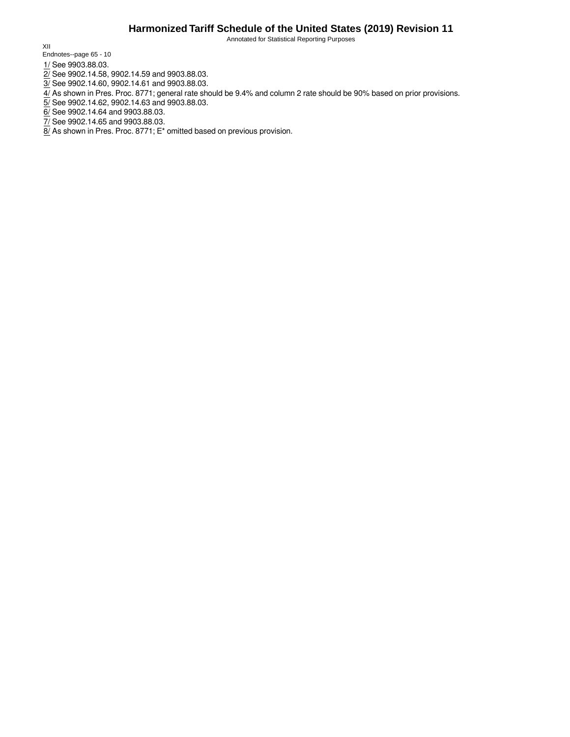XII

1/ See 9903.88.03.

2/ See 9902.14.58, 9902.14.59 and 9903.88.03.

3/ See 9902.14.60, 9902.14.61 and 9903.88.03.

4/ As shown in Pres. Proc. 8771; general rate should be 9.4% and column 2 rate should be 90% based on prior provisions.

5/ See 9902.14.62, 9902.14.63 and 9903.88.03.

6/ See 9902.14.64 and 9903.88.03.

7/ See 9902.14.65 and 9903.88.03.

8/ As shown in Pres. Proc. 8771; E* omitted based on previous provision.